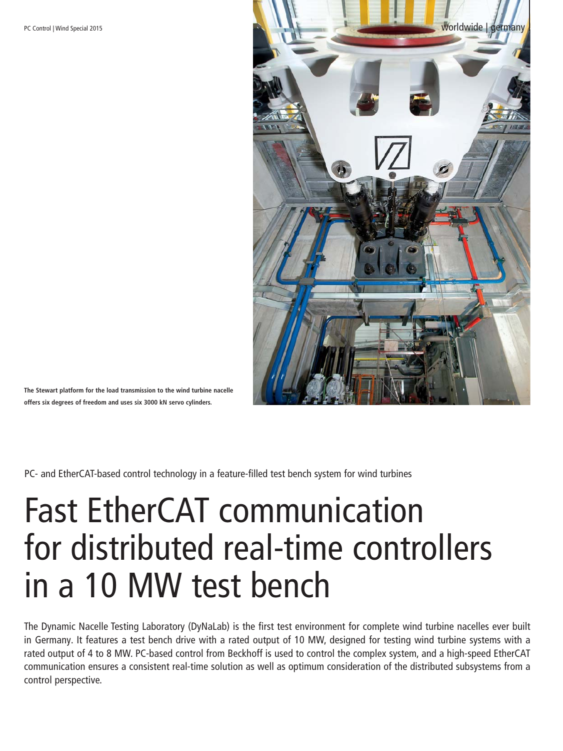The Stewart platform for the load transmission to the wind turbine nacelle offers six degrees of freedom and uses six 3000 kN servo cylinders.

PC- and EtherCAT-based control technology in a feature-filled test bench system for wind turbines

# Fast EtherCAT communication for distributed real-time controllers in a 10 MW test bench

The Dynamic Nacelle Testing Laboratory (DyNaLab) is the first test environment for complete wind turbine nacelles ever built in Germany. It features a test bench drive with a rated output of 10 MW, designed for testing wind turbine systems with a rated output of 4 to 8 MW. PC-based control from Beckhoff is used to control the complex system, and a high-speed EtherCAT communication ensures a consistent real-time solution as well as optimum consideration of the distributed subsystems from a control perspective.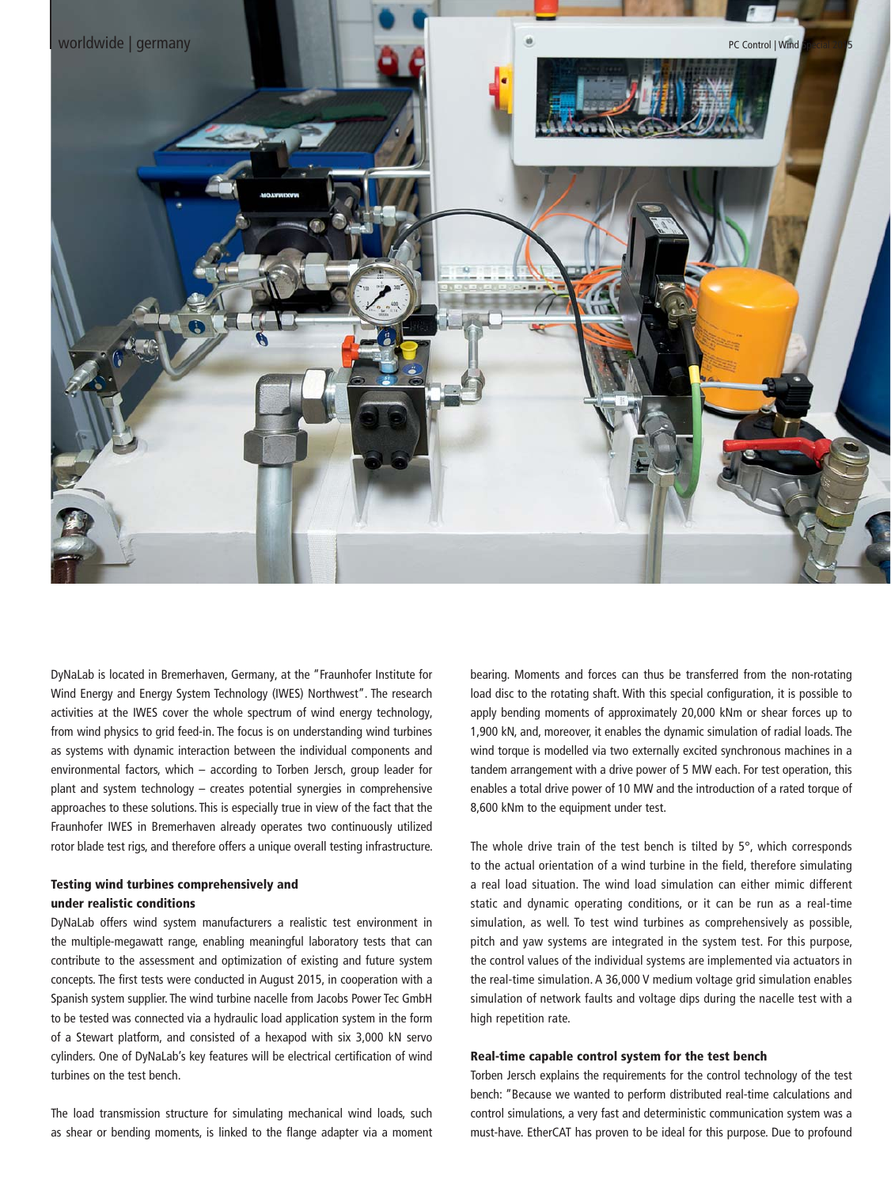DyNaLab is located in Bremerhaven, Germany, at the "Fraunhofer Institute for Wind Energy and Energy System Technology (IWES) Northwest". The research activities at the IWES cover the whole spectrum of wind energy technology, from wind physics to grid feed-in. The focus is on understanding wind turbines as systems with dynamic interaction between the individual components and environmental factors, which – according to Torben Jersch, group leader for plant and system technology – creates potential synergies in comprehensive approaches to these solutions. This is especially true in view of the fact that the Fraunhofer IWES in Bremerhaven already operates two continuously utilized rotor blade test rigs, and therefore offers a unique overall testing infrastructure.

### Testing wind turbines comprehensively and under realistic conditions

DyNaLab offers wind system manufacturers a realistic test environment in the multiple-megawatt range, enabling meaningful laboratory tests that can contribute to the assessment and optimization of existing and future system concepts. The first tests were conducted in August 2015, in cooperation with a Spanish system supplier. The wind turbine nacelle from Jacobs Power Tec GmbH to be tested was connected via a hydraulic load application system in the form of a Stewart platform, and consisted of a hexapod with six 3,000 kN servo cylinders. One of DyNaLab's key features will be electrical certification of wind turbines on the test bench.

The load transmission structure for simulating mechanical wind loads, such as shear or bending moments, is linked to the flange adapter via a moment bearing. Moments and forces can thus be transferred from the non-rotating load disc to the rotating shaft. With this special configuration, it is possible to apply bending moments of approximately 20,000 kNm or shear forces up to 1,900 kN, and, moreover, it enables the dynamic simulation of radial loads. The wind torque is modelled via two externally excited synchronous machines in a tandem arrangement with a drive power of 5 MW each. For test operation, this enables a total drive power of 10 MW and the introduction of a rated torque of 8,600 kNm to the equipment under test.

The whole drive train of the test bench is tilted by 5°, which corresponds to the actual orientation of a wind turbine in the field, therefore simulating a real load situation. The wind load simulation can either mimic different static and dynamic operating conditions, or it can be run as a real-time simulation, as well. To test wind turbines as comprehensively as possible, pitch and yaw systems are integrated in the system test. For this purpose, the control values of the individual systems are implemented via actuators in the real-time simulation. A 36,000 V medium voltage grid simulation enables simulation of network faults and voltage dips during the nacelle test with a high repetition rate.

### Real-time capable control system for the test bench

Torben Jersch explains the requirements for the control technology of the test bench: "Because we wanted to perform distributed real-time calculations and control simulations, a very fast and deterministic communication system was a must-have. EtherCAT has proven to be ideal for this purpose. Due to profound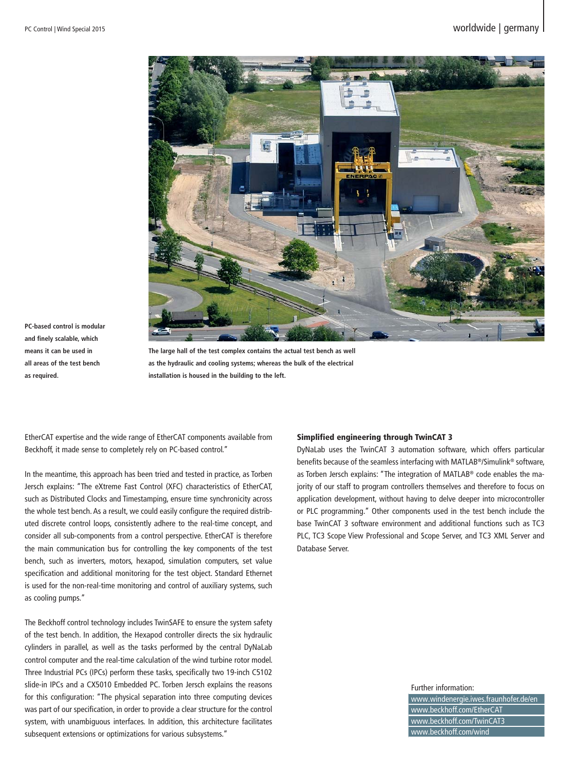PC-based control is modular and finely scalable, which means it can be used in all areas of the test bench as required.

The large hall of the test complex contains the actual test bench as well as the hydraulic and cooling systems; whereas the bulk of the electrical installation is housed in the building to the left.

EtherCAT expertise and the wide range of EtherCAT components available from Beckhoff, it made sense to completely rely on PC-based control."

In the meantime, this approach has been tried and tested in practice, as Torben Jersch explains: "The eXtreme Fast Control (XFC) characteristics of EtherCAT, such as Distributed Clocks and Timestamping, ensure time synchronicity across the whole test bench. As a result, we could easily configure the required distributed discrete control loops, consistently adhere to the real-time concept, and consider all sub-components from a control perspective. EtherCAT is therefore the main communication bus for controlling the key components of the test bench, such as inverters, motors, hexapod, simulation computers, set value specification and additional monitoring for the test object. Standard Ethernet is used for the non-real-time monitoring and control of auxiliary systems, such as cooling pumps."

The Beckhoff control technology includes TwinSAFE to ensure the system safety of the test bench. In addition, the Hexapod controller directs the six hydraulic cylinders in parallel, as well as the tasks performed by the central DyNaLab control computer and the real-time calculation of the wind turbine rotor model. Three Industrial PCs (IPCs) perform these tasks, specifically two 19-inch C5102 slide-in IPCs and a CX5010 Embedded PC. Torben Jersch explains the reasons for this configuration: "The physical separation into three computing devices was part of our specification, in order to provide a clear structure for the control system, with unambiguous interfaces. In addition, this architecture facilitates subsequent extensions or optimizations for various subsystems."

## Simplified engineering through TwinCAT 3

DyNaLab uses the TwinCAT 3 automation software, which offers particular benefits because of the seamless interfacing with MATLAB®/Simulink® software, as Torben Jersch explains: "The integration of MATLAB® code enables the majority of our staff to program controllers themselves and therefore to focus on application development, without having to delve deeper into microcontroller or PLC programming." Other components used in the test bench include the base TwinCAT 3 software environment and additional functions such as TC3 PLC, TC3 Scope View Professional and Scope Server, and TC3 XML Server and Database Server.

Further information:
www.windenergie.iwes.fraunhofer.de/en
www.beckhoff.com/EtherCAT
www.beckhoff.com/TwinCAT3
www.beckhoff.com/wind